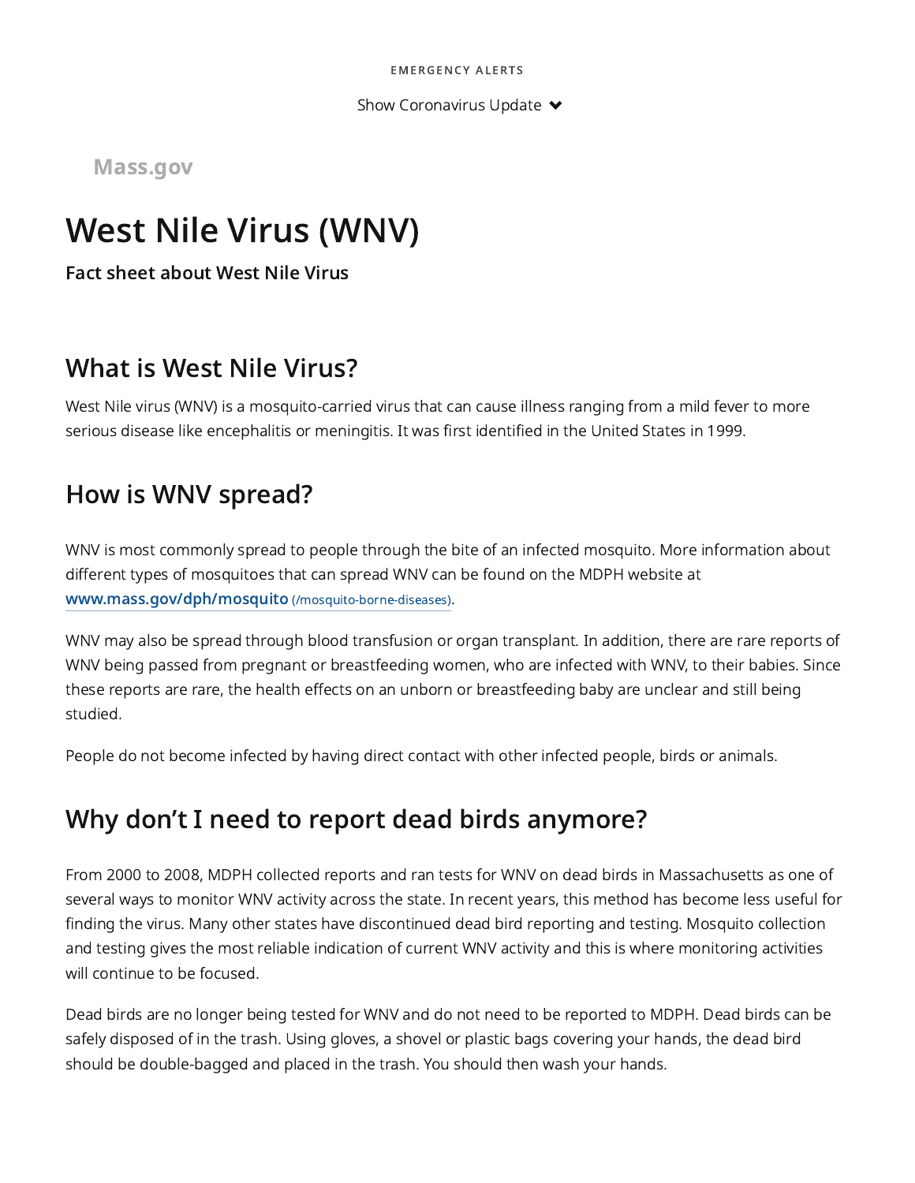EMERGENCY ALERTS

Show Coronavirus Update

Mass.gov

# West Nile Virus (WNV)

**Fact sheet about West Nile Virus**

## What is West Nile Virus?

West Nile virus (WNV) is a mosquito-carried virus that can cause illness ranging from a mild fever to more serious disease like encephalitis or meningitis. It was first identified in the United States in 1999.

## How is WNV spread?

WNV is most commonly spread to people through the bite of an infected mosquito. More information about different types of mosquitoes that can spread WNV can be found on the MDPH website at [www.mass.gov/dph/mosquito](/mosquito-borne-diseases) (/mosquito-borne-diseases).

WNV may also be spread through blood transfusion or organ transplant. In addition, there are rare reports of WNV being passed from pregnant or breastfeeding women, who are infected with WNV, to their babies. Since these reports are rare, the health effects on an unborn or breastfeeding baby are unclear and still being studied.

People do not become infected by having direct contact with other infected people, birds or animals.

## Why don't I need to report dead birds anymore?

From 2000 to 2008, MDPH collected reports and ran tests for WNV on dead birds in Massachusetts as one of several ways to monitor WNV activity across the state. In recent years, this method has become less useful for finding the virus. Many other states have discontinued dead bird reporting and testing. Mosquito collection and testing gives the most reliable indication of current WNV activity and this is where monitoring activities will continue to be focused.

Dead birds are no longer being tested for WNV and do not need to be reported to MDPH. Dead birds can be safely disposed of in the trash. Using gloves, a shovel or plastic bags covering your hands, the dead bird should be double-bagged and placed in the trash. You should then wash your hands.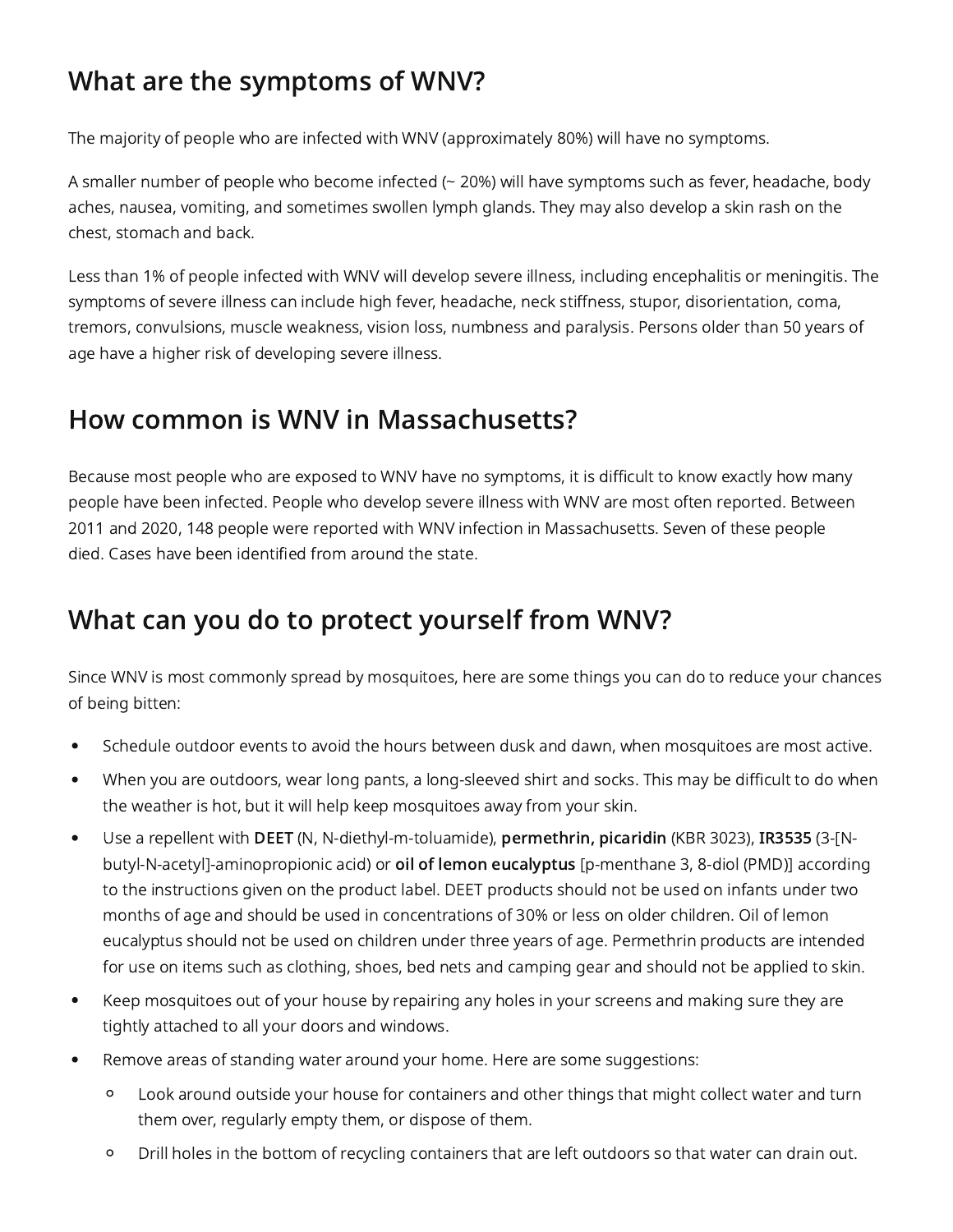## What are the symptoms of WNV?

The majority of people who are infected with WNV (approximately 80%) will have no symptoms.

A smaller number of people who become infected (~ 20%) will have symptoms such as fever, headache, body aches, nausea, vomiting, and sometimes swollen lymph glands. They may also develop a skin rash on the chest, stomach and back.

Less than 1% of people infected with WNV will develop severe illness, including encephalitis or meningitis. The symptoms of severe illness can include high fever, headache, neck stiffness, stupor, disorientation, coma, tremors, convulsions, muscle weakness, vision loss, numbness and paralysis. Persons older than 50 years of age have a higher risk of developing severe illness.

## How common is WNV in Massachusetts?

Because most people who are exposed to WNV have no symptoms, it is difficult to know exactly how many people have been infected. People who develop severe illness with WNV are most often reported. Between 2011 and 2020, 148 people were reported with WNV infection in Massachusetts. Seven of these people died. Cases have been identified from around the state.

## What can you do to protect yourself from WNV?

Since WNV is most commonly spread by mosquitoes, here are some things you can do to reduce your chances of being bitten:

- Schedule outdoor events to avoid the hours between dusk and dawn, when mosquitoes are most active.
- When you are outdoors, wear long pants, a long-sleeved shirt and socks. This may be difficult to do when the weather is hot, but it will help keep mosquitoes away from your skin.
- Use a repellent with **DEET** (N, N-diethyl-m-toluamide), **permethrin, picaridin** (KBR 3023), **IR3535** (3-[N-butyl-N-acetyl]-aminopropionic acid) or **oil of lemon eucalyptus** [p-menthane 3, 8-diol (PMD)] according to the instructions given on the product label. DEET products should not be used on infants under two months of age and should be used in concentrations of 30% or less on older children. Oil of lemon eucalyptus should not be used on children under three years of age. Permethrin products are intended for use on items such as clothing, shoes, bed nets and camping gear and should not be applied to skin.
- Keep mosquitoes out of your house by repairing any holes in your screens and making sure they are tightly attached to all your doors and windows.
- Remove areas of standing water around your home. Here are some suggestions:
  - Look around outside your house for containers and other things that might collect water and turn them over, regularly empty them, or dispose of them.
  - Drill holes in the bottom of recycling containers that are left outdoors so that water can drain out.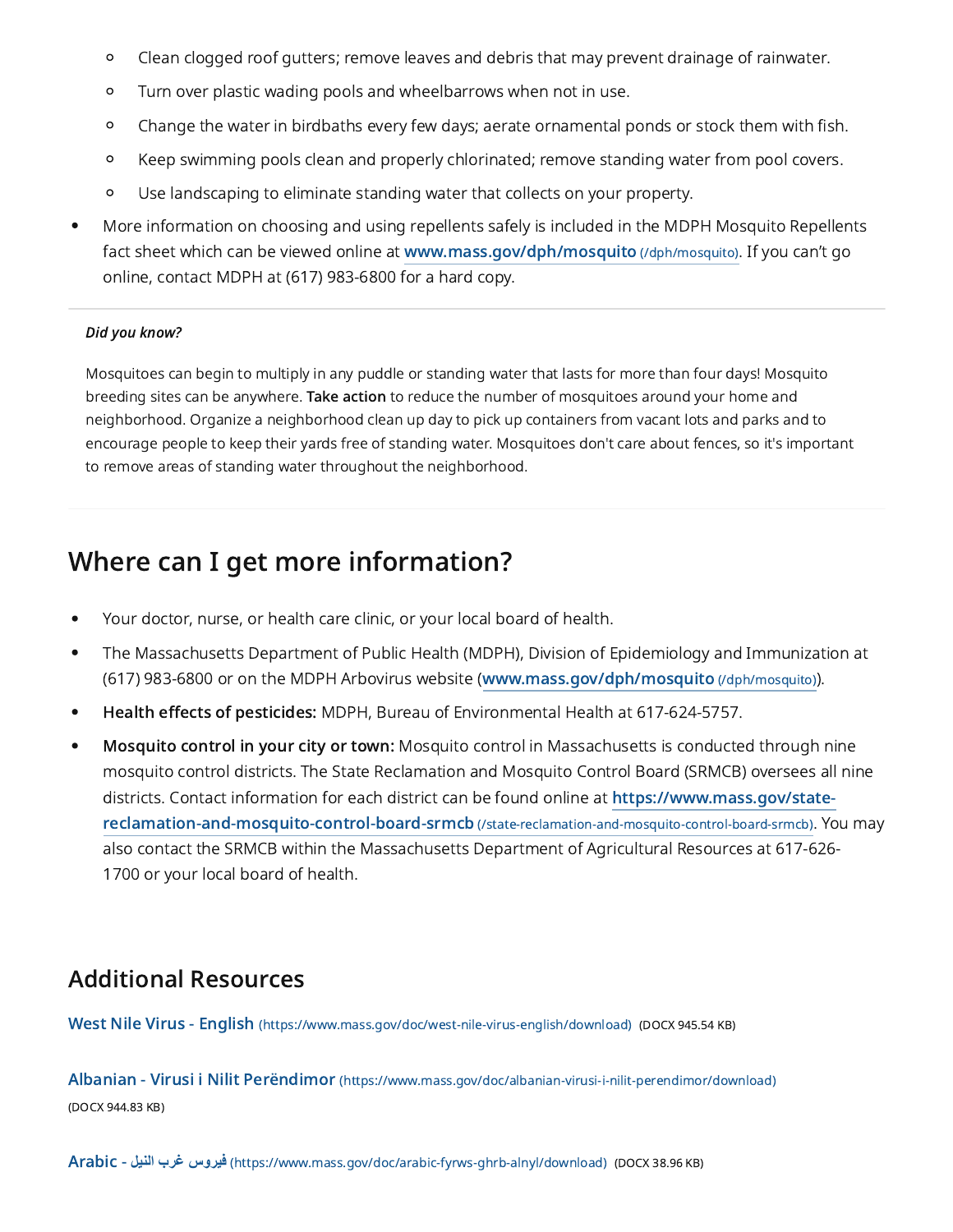- Clean clogged roof gutters; remove leaves and debris that may prevent drainage of rainwater.
    - Turn over plastic wading pools and wheelbarrows when not in use.
    - Change the water in birdbaths every few days; aerate ornamental ponds or stock them with fish.
    - Keep swimming pools clean and properly chlorinated; remove standing water from pool covers.
    - Use landscaping to eliminate standing water that collects on your property.
- More information on choosing and using repellents safely is included in the MDPH Mosquito Repellents fact sheet which can be viewed online at [www.mass.gov/dph/mosquito](/dph/mosquito) (/dph/mosquito). If you can't go online, contact MDPH at (617) 983-6800 for a hard copy.

---

***Did you know?***

Mosquitoes can begin to multiply in any puddle or standing water that lasts for more than four days! Mosquito breeding sites can be anywhere. **Take action** to reduce the number of mosquitoes around your home and neighborhood. Organize a neighborhood clean up day to pick up containers from vacant lots and parks and to encourage people to keep their yards free of standing water. Mosquitoes don't care about fences, so it's important to remove areas of standing water throughout the neighborhood.

---

## Where can I get more information?

- Your doctor, nurse, or health care clinic, or your local board of health.
- The Massachusetts Department of Public Health (MDPH), Division of Epidemiology and Immunization at (617) 983-6800 or on the MDPH Arbovirus website ([www.mass.gov/dph/mosquito](/dph/mosquito) (/dph/mosquito)).
- **Health effects of pesticides:** MDPH, Bureau of Environmental Health at 617-624-5757.
- **Mosquito control in your city or town:** Mosquito control in Massachusetts is conducted through nine mosquito control districts. The State Reclamation and Mosquito Control Board (SRMCB) oversees all nine districts. Contact information for each district can be found online at [https://www.mass.gov/state-reclamation-and-mosquito-control-board-srmcb](/state-reclamation-and-mosquito-control-board-srmcb) (/state-reclamation-and-mosquito-control-board-srmcb). You may also contact the SRMCB within the Massachusetts Department of Agricultural Resources at 617-626-1700 or your local board of health.

## Additional Resources

[West Nile Virus - English](https://www.mass.gov/doc/west-nile-virus-english/download) (https://www.mass.gov/doc/west-nile-virus-english/download) (DOCX 945.54 KB)

[Albanian - Virusi i Nilit Perëndimor](https://www.mass.gov/doc/albanian-virusi-i-nilit-perendimor/download) (https://www.mass.gov/doc/albanian-virusi-i-nilit-perendimor/download) (DOCX 944.83 KB)

[Arabic - فيروس غرب النيل](https://www.mass.gov/doc/arabic-fyrws-ghrb-alnyl/download) (https://www.mass.gov/doc/arabic-fyrws-ghrb-alnyl/download) (DOCX 38.96 KB)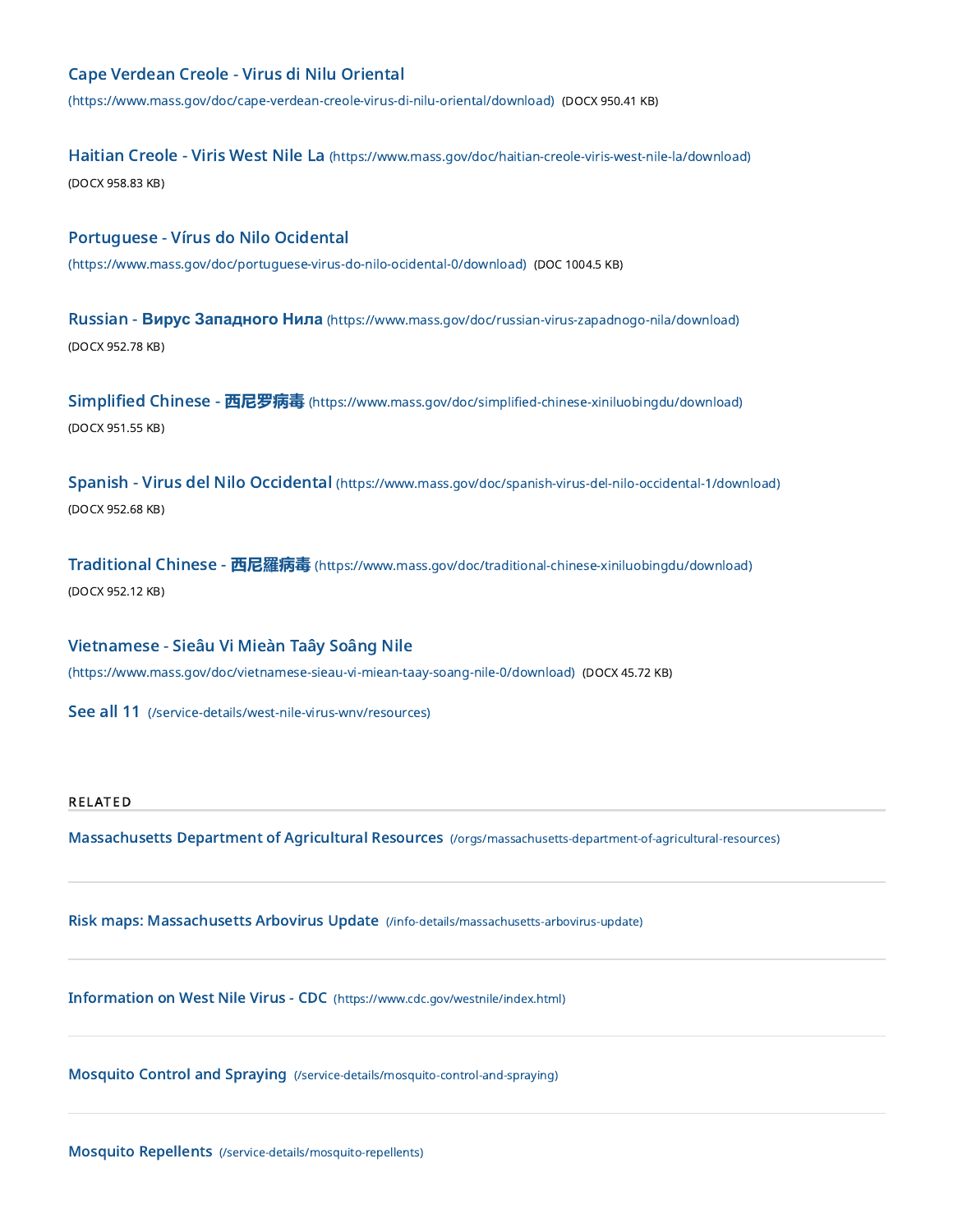**Cape Verdean Creole - Virus di Nilu Oriental** (https://www.mass.gov/doc/cape-verdean-creole-virus-di-nilu-oriental/download) (DOCX 950.41 KB)

**Haitian Creole - Viris West Nile La** (https://www.mass.gov/doc/haitian-creole-viris-west-nile-la/download) (DOCX 958.83 KB)

**Portuguese - Vírus do Nilo Ocidental** (https://www.mass.gov/doc/portuguese-virus-do-nilo-ocidental-0/download) (DOC 1004.5 KB)

**Russian - Вирус Западного Нила** (https://www.mass.gov/doc/russian-virus-zapadnogo-nila/download) (DOCX 952.78 KB)

**Simplified Chinese - 西尼罗病毒** (https://www.mass.gov/doc/simplified-chinese-xiniluobingdu/download) (DOCX 951.55 KB)

**Spanish - Virus del Nilo Occidental** (https://www.mass.gov/doc/spanish-virus-del-nilo-occidental-1/download) (DOCX 952.68 KB)

**Traditional Chinese - 西尼羅病毒** (https://www.mass.gov/doc/traditional-chinese-xiniluobingdu/download) (DOCX 952.12 KB)

**Vietnamese - Sieâu Vi Mieàn Taây Soâng Nile** (https://www.mass.gov/doc/vietnamese-sieau-vi-miean-taay-soang-nile-0/download) (DOCX 45.72 KB)

**See all 11** (/service-details/west-nile-virus-wnv/resources)

## RELATED

**Massachusetts Department of Agricultural Resources** (/orgs/massachusetts-department-of-agricultural-resources)

**Risk maps: Massachusetts Arbovirus Update** (/info-details/massachusetts-arbovirus-update)

**Information on West Nile Virus - CDC** (https://www.cdc.gov/westnile/index.html)

**Mosquito Control and Spraying** (/service-details/mosquito-control-and-spraying)

**Mosquito Repellents** (/service-details/mosquito-repellents)